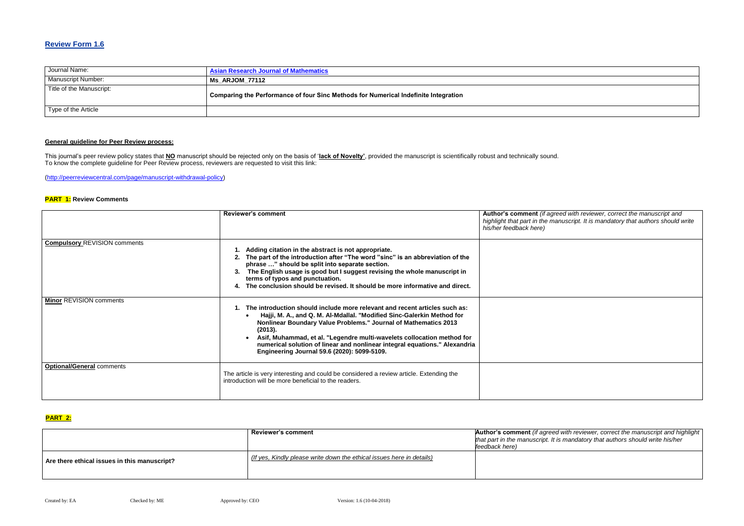## Review Form 1.6

| Journal Name: | Asian Research Journal of Mathematics |
| --- | --- |
| Manuscript Number: | **Ms_ARJOM_77112** |
| Title of the Manuscript: | **Comparing the Performance of four Sinc Methods for Numerical Indefinite Integration** |
| Type of the Article | |

**General guideline for Peer Review process:**

This journal's peer review policy states that **NO** manuscript should be rejected only on the basis of '**lack of Novelty'**, provided the manuscript is scientifically robust and technically sound.
To know the complete guideline for Peer Review process, reviewers are requested to visit this link:

(http://peerreviewcentral.com/page/manuscript-withdrawal-policy)

**PART 1: Review Comments**

| | Reviewer's comment | **Author's comment** *(if agreed with reviewer, correct the manuscript and highlight that part in the manuscript. It is mandatory that authors should write his/her feedback here)* |
| --- | --- | --- |
| **Compulsory** REVISION comments | **1. Adding citation in the abstract is not appropriate.**<br>**2. The part of the introduction after "The word "sinc" is an abbreviation of the phrase …" should be split into separate section.**<br>**3. The English usage is good but I suggest revising the whole manuscript in terms of typos and punctuation.**<br>**4. The conclusion should be revised. It should be more informative and direct.** | |
| **Minor** REVISION comments | **1. The introduction should include more relevant and recent articles such as:**<br>• **Hajji, M. A., and Q. M. Al-Mdallal. "Modified Sinc-Galerkin Method for Nonlinear Boundary Value Problems." Journal of Mathematics 2013 (2013).**<br>• **Asif, Muhammad, et al. "Legendre multi-wavelets collocation method for numerical solution of linear and nonlinear integral equations." Alexandria Engineering Journal 59.6 (2020): 5099-5109.** | |
| **Optional/General** comments | The article is very interesting and could be considered a review article. Extending the introduction will be more beneficial to the readers. | |

**PART 2:**

| | Reviewer's comment | **Author's comment** *(if agreed with reviewer, correct the manuscript and highlight that part in the manuscript. It is mandatory that authors should write his/her feedback here)* |
| --- | --- | --- |
| **Are there ethical issues in this manuscript?** | *(If yes, Kindly please write down the ethical issues here in details)* | |

Created by: EA Checked by: ME Approved by: CEO Version: 1.6 (10-04-2018)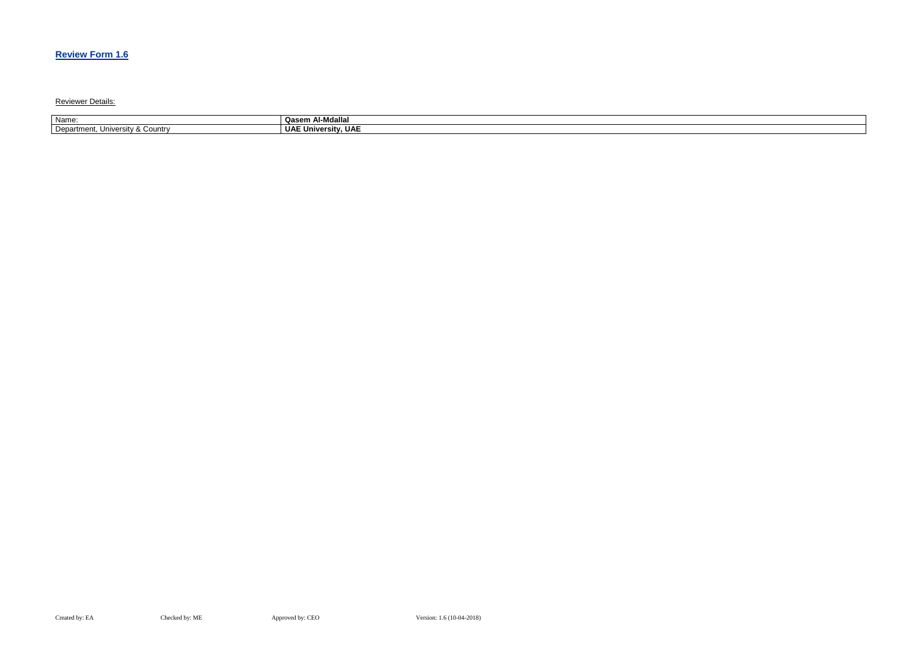**Review Form 1.6**

Reviewer Details:

| | |
|---|---|
| Name: | **Qasem Al-Mdallal** |
| Department, University & Country | **UAE University, UAE** |

Created by: EA Checked by: ME Approved by: CEO Version: 1.6 (10-04-2018)